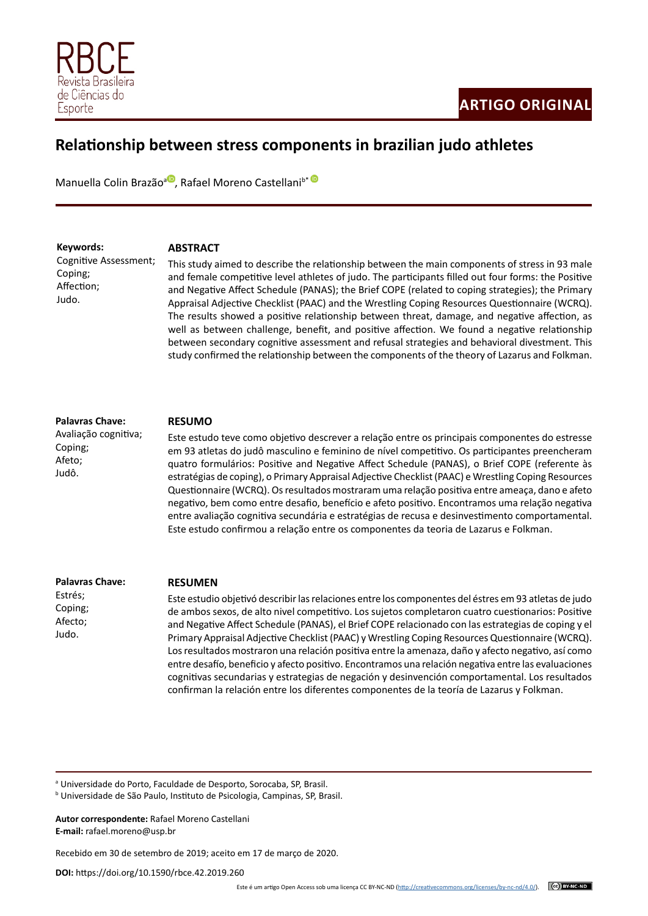RBCE
Revista Brasileira de Ciências do Esporte

**ARTIGO ORIGINAL**

# Relationship between stress components in brazilian judo athletes

Manuella Colin Brazão[a], Rafael Moreno Castellani[b*]

**Keywords:**
Cognitive Assessment;
Coping;
Affection;
Judo.

## ABSTRACT

This study aimed to describe the relationship between the main components of stress in 93 male and female competitive level athletes of judo. The participants filled out four forms: the Positive and Negative Affect Schedule (PANAS); the Brief COPE (related to coping strategies); the Primary Appraisal Adjective Checklist (PAAC) and the Wrestling Coping Resources Questionnaire (WCRQ). The results showed a positive relationship between threat, damage, and negative affection, as well as between challenge, benefit, and positive affection. We found a negative relationship between secondary cognitive assessment and refusal strategies and behavioral divestment. This study confirmed the relationship between the components of the theory of Lazarus and Folkman.

**Palavras Chave:**
Avaliação cognitiva;
Coping;
Afeto;
Judô.

## RESUMO

Este estudo teve como objetivo descrever a relação entre os principais componentes do estresse em 93 atletas do judô masculino e feminino de nível competitivo. Os participantes preencheram quatro formulários: Positive and Negative Affect Schedule (PANAS), o Brief COPE (referente às estratégias de coping), o Primary Appraisal Adjective Checklist (PAAC) e Wrestling Coping Resources Questionnaire (WCRQ). Os resultados mostraram uma relação positiva entre ameaça, dano e afeto negativo, bem como entre desafio, benefício e afeto positivo. Encontramos uma relação negativa entre avaliação cognitiva secundária e estratégias de recusa e desinvestimento comportamental. Este estudo confirmou a relação entre os componentes da teoria de Lazarus e Folkman.

**Palavras Chave:**
Estrés;
Coping;
Afecto;
Judo.

## RESUMEN

Este estudio objetivó describir las relaciones entre los componentes del éstres em 93 atletas de judo de ambos sexos, de alto nivel competitivo. Los sujetos completaron cuatro cuestionarios: Positive and Negative Affect Schedule (PANAS), el Brief COPE relacionado con las estrategias de coping y el Primary Appraisal Adjective Checklist (PAAC) y Wrestling Coping Resources Questionnaire (WCRQ). Los resultados mostraron una relación positiva entre la amenaza, daño y afecto negativo, así como entre desafío, beneficio y afecto positivo. Encontramos una relación negativa entre las evaluaciones cognitivas secundarias y estrategias de negación y desinvención comportamental. Los resultados confirman la relación entre los diferentes componentes de la teoría de Lazarus y Folkman.

---

[a] Universidade do Porto, Faculdade de Desporto, Sorocaba, SP, Brasil.
[b] Universidade de São Paulo, Instituto de Psicologia, Campinas, SP, Brasil.

**Autor correspondente:** Rafael Moreno Castellani
**E-mail:** rafael.moreno@usp.br

Recebido em 30 de setembro de 2019; aceito em 17 de março de 2020.

**DOI:** https://doi.org/10.1590/rbce.42.2019.260

Este é um artigo Open Access sob uma licença CC BY-NC-ND (http://creativecommons.org/licenses/by-nc-nd/4.0/).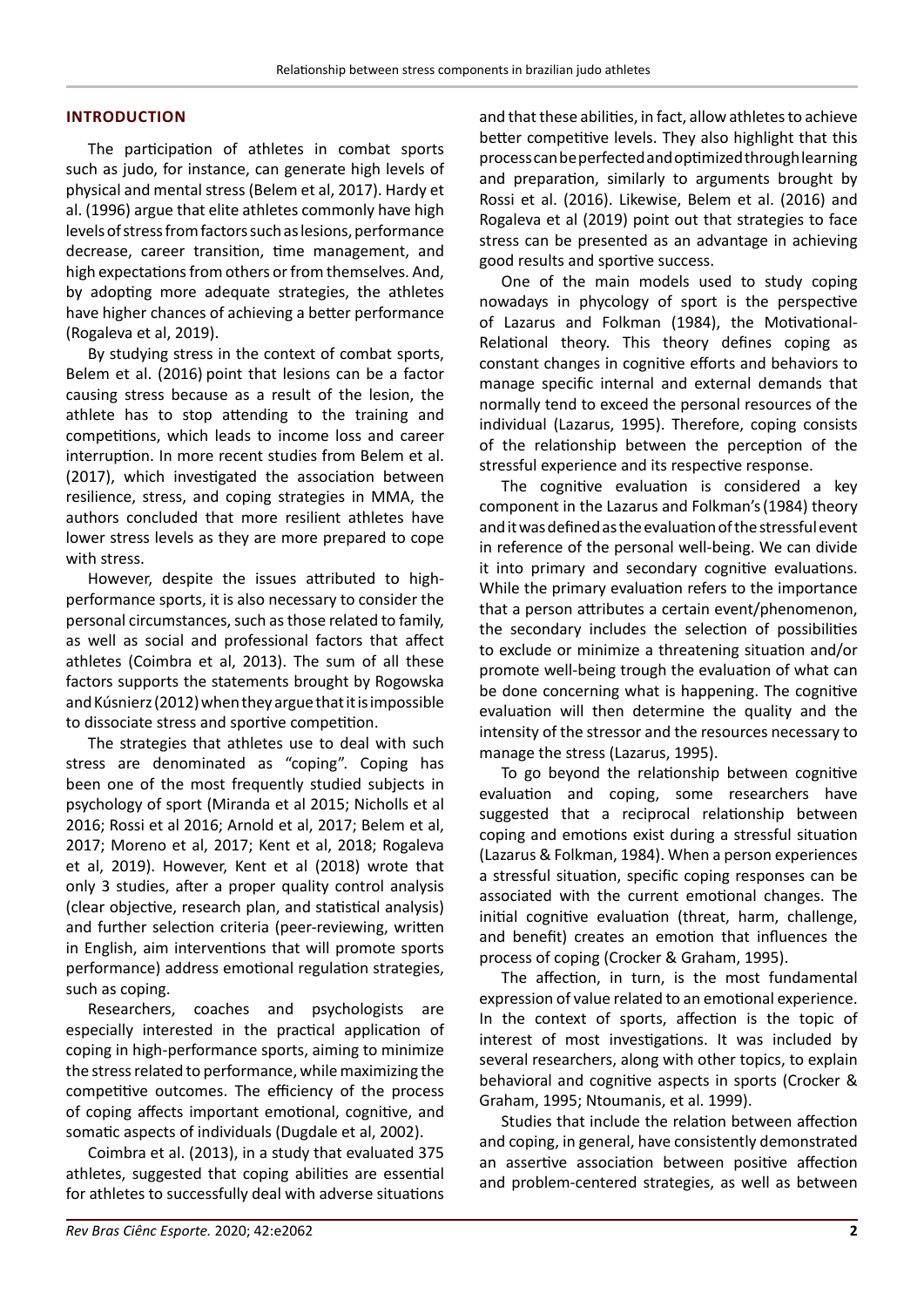## INTRODUCTION

The participation of athletes in combat sports such as judo, for instance, can generate high levels of physical and mental stress (Belem et al, 2017). Hardy et al. (1996) argue that elite athletes commonly have high levels of stress from factors such as lesions, performance decrease, career transition, time management, and high expectations from others or from themselves. And, by adopting more adequate strategies, the athletes have higher chances of achieving a better performance (Rogaleva et al, 2019).

By studying stress in the context of combat sports, Belem et al. (2016) point that lesions can be a factor causing stress because as a result of the lesion, the athlete has to stop attending to the training and competitions, which leads to income loss and career interruption. In more recent studies from Belem et al. (2017), which investigated the association between resilience, stress, and coping strategies in MMA, the authors concluded that more resilient athletes have lower stress levels as they are more prepared to cope with stress.

However, despite the issues attributed to high-performance sports, it is also necessary to consider the personal circumstances, such as those related to family, as well as social and professional factors that affect athletes (Coimbra et al, 2013). The sum of all these factors supports the statements brought by Rogowska and Kúsnierz (2012) when they argue that it is impossible to dissociate stress and sportive competition.

The strategies that athletes use to deal with such stress are denominated as "coping". Coping has been one of the most frequently studied subjects in psychology of sport (Miranda et al 2015; Nicholls et al 2016; Rossi et al 2016; Arnold et al, 2017; Belem et al, 2017; Moreno et al, 2017; Kent et al, 2018; Rogaleva et al, 2019). However, Kent et al (2018) wrote that only 3 studies, after a proper quality control analysis (clear objective, research plan, and statistical analysis) and further selection criteria (peer-reviewing, written in English, aim interventions that will promote sports performance) address emotional regulation strategies, such as coping.

Researchers, coaches and psychologists are especially interested in the practical application of coping in high-performance sports, aiming to minimize the stress related to performance, while maximizing the competitive outcomes. The efficiency of the process of coping affects important emotional, cognitive, and somatic aspects of individuals (Dugdale et al, 2002).

Coimbra et al. (2013), in a study that evaluated 375 athletes, suggested that coping abilities are essential for athletes to successfully deal with adverse situations and that these abilities, in fact, allow athletes to achieve better competitive levels. They also highlight that this process can be perfected and optimized through learning and preparation, similarly to arguments brought by Rossi et al. (2016). Likewise, Belem et al. (2016) and Rogaleva et al (2019) point out that strategies to face stress can be presented as an advantage in achieving good results and sportive success.

One of the main models used to study coping nowadays in phycology of sport is the perspective of Lazarus and Folkman (1984), the Motivational-Relational theory. This theory defines coping as constant changes in cognitive efforts and behaviors to manage specific internal and external demands that normally tend to exceed the personal resources of the individual (Lazarus, 1995). Therefore, coping consists of the relationship between the perception of the stressful experience and its respective response.

The cognitive evaluation is considered a key component in the Lazarus and Folkman's (1984) theory and it was defined as the evaluation of the stressful event in reference of the personal well-being. We can divide it into primary and secondary cognitive evaluations. While the primary evaluation refers to the importance that a person attributes a certain event/phenomenon, the secondary includes the selection of possibilities to exclude or minimize a threatening situation and/or promote well-being trough the evaluation of what can be done concerning what is happening. The cognitive evaluation will then determine the quality and the intensity of the stressor and the resources necessary to manage the stress (Lazarus, 1995).

To go beyond the relationship between cognitive evaluation and coping, some researchers have suggested that a reciprocal relationship between coping and emotions exist during a stressful situation (Lazarus & Folkman, 1984). When a person experiences a stressful situation, specific coping responses can be associated with the current emotional changes. The initial cognitive evaluation (threat, harm, challenge, and benefit) creates an emotion that influences the process of coping (Crocker & Graham, 1995).

The affection, in turn, is the most fundamental expression of value related to an emotional experience. In the context of sports, affection is the topic of interest of most investigations. It was included by several researchers, along with other topics, to explain behavioral and cognitive aspects in sports (Crocker & Graham, 1995; Ntoumanis, et al. 1999).

Studies that include the relation between affection and coping, in general, have consistently demonstrated an assertive association between positive affection and problem-centered strategies, as well as between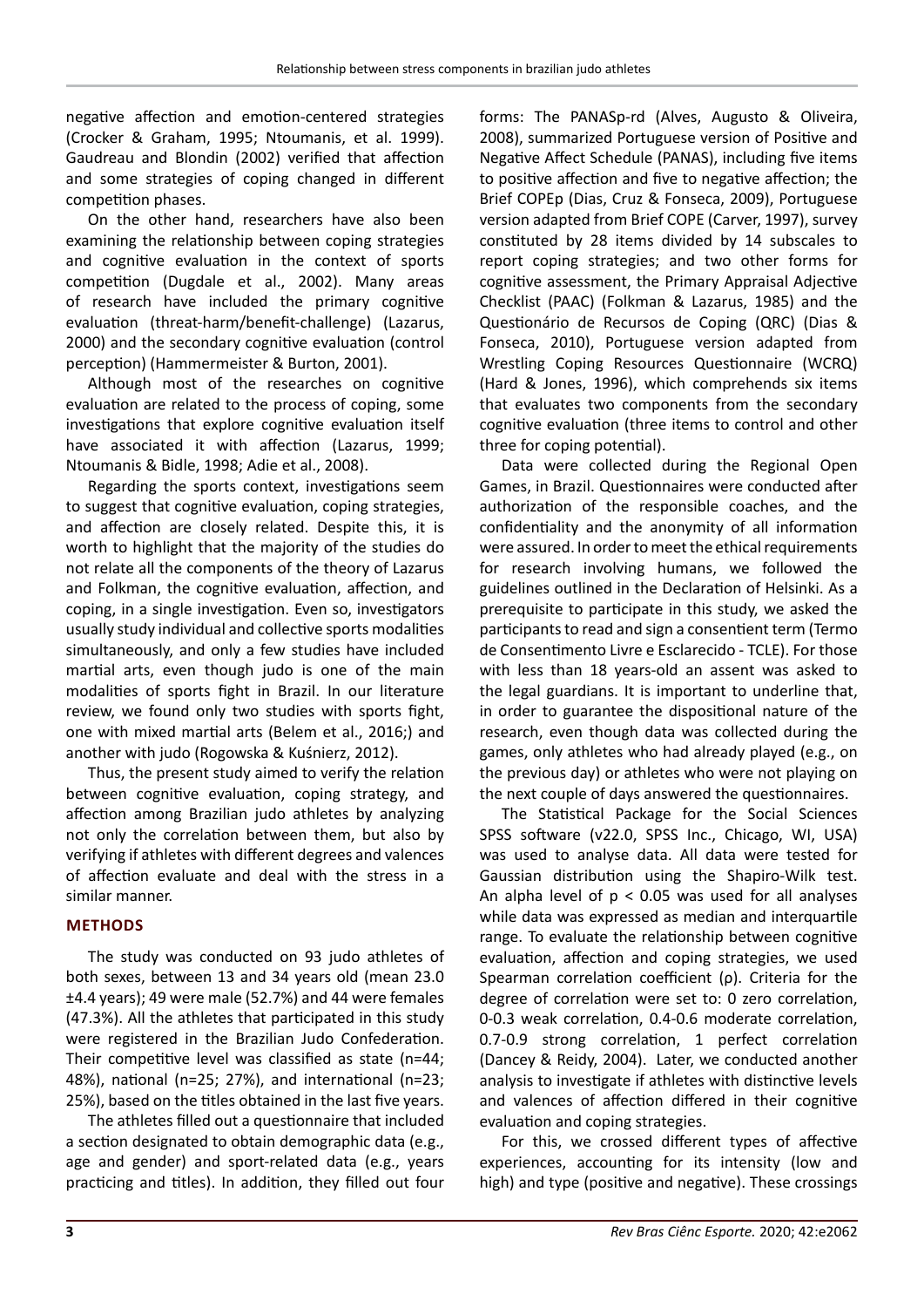negative affection and emotion-centered strategies (Crocker & Graham, 1995; Ntoumanis, et al. 1999). Gaudreau and Blondin (2002) verified that affection and some strategies of coping changed in different competition phases.

On the other hand, researchers have also been examining the relationship between coping strategies and cognitive evaluation in the context of sports competition (Dugdale et al., 2002). Many areas of research have included the primary cognitive evaluation (threat-harm/benefit-challenge) (Lazarus, 2000) and the secondary cognitive evaluation (control perception) (Hammermeister & Burton, 2001).

Although most of the researches on cognitive evaluation are related to the process of coping, some investigations that explore cognitive evaluation itself have associated it with affection (Lazarus, 1999; Ntoumanis & Bidle, 1998; Adie et al., 2008).

Regarding the sports context, investigations seem to suggest that cognitive evaluation, coping strategies, and affection are closely related. Despite this, it is worth to highlight that the majority of the studies do not relate all the components of the theory of Lazarus and Folkman, the cognitive evaluation, affection, and coping, in a single investigation. Even so, investigators usually study individual and collective sports modalities simultaneously, and only a few studies have included martial arts, even though judo is one of the main modalities of sports fight in Brazil. In our literature review, we found only two studies with sports fight, one with mixed martial arts (Belem et al., 2016;) and another with judo (Rogowska & Kuśnierz, 2012).

Thus, the present study aimed to verify the relation between cognitive evaluation, coping strategy, and affection among Brazilian judo athletes by analyzing not only the correlation between them, but also by verifying if athletes with different degrees and valences of affection evaluate and deal with the stress in a similar manner.

## METHODS

The study was conducted on 93 judo athletes of both sexes, between 13 and 34 years old (mean 23.0 ±4.4 years); 49 were male (52.7%) and 44 were females (47.3%). All the athletes that participated in this study were registered in the Brazilian Judo Confederation. Their competitive level was classified as state (n=44; 48%), national (n=25; 27%), and international (n=23; 25%), based on the titles obtained in the last five years.

The athletes filled out a questionnaire that included a section designated to obtain demographic data (e.g., age and gender) and sport-related data (e.g., years practicing and titles). In addition, they filled out four forms: The PANASp-rd (Alves, Augusto & Oliveira, 2008), summarized Portuguese version of Positive and Negative Affect Schedule (PANAS), including five items to positive affection and five to negative affection; the Brief COPEp (Dias, Cruz & Fonseca, 2009), Portuguese version adapted from Brief COPE (Carver, 1997), survey constituted by 28 items divided by 14 subscales to report coping strategies; and two other forms for cognitive assessment, the Primary Appraisal Adjective Checklist (PAAC) (Folkman & Lazarus, 1985) and the Questionário de Recursos de Coping (QRC) (Dias & Fonseca, 2010), Portuguese version adapted from Wrestling Coping Resources Questionnaire (WCRQ) (Hard & Jones, 1996), which comprehends six items that evaluates two components from the secondary cognitive evaluation (three items to control and other three for coping potential).

Data were collected during the Regional Open Games, in Brazil. Questionnaires were conducted after authorization of the responsible coaches, and the confidentiality and the anonymity of all information were assured. In order to meet the ethical requirements for research involving humans, we followed the guidelines outlined in the Declaration of Helsinki. As a prerequisite to participate in this study, we asked the participants to read and sign a consentient term (Termo de Consentimento Livre e Esclarecido - TCLE). For those with less than 18 years-old an assent was asked to the legal guardians. It is important to underline that, in order to guarantee the dispositional nature of the research, even though data was collected during the games, only athletes who had already played (e.g., on the previous day) or athletes who were not playing on the next couple of days answered the questionnaires.

The Statistical Package for the Social Sciences SPSS software (v22.0, SPSS Inc., Chicago, WI, USA) was used to analyse data. All data were tested for Gaussian distribution using the Shapiro-Wilk test. An alpha level of $p < 0.05$ was used for all analyses while data was expressed as median and interquartile range. To evaluate the relationship between cognitive evaluation, affection and coping strategies, we used Spearman correlation coefficient ($\rho$). Criteria for the degree of correlation were set to: 0 zero correlation, 0-0.3 weak correlation, 0.4-0.6 moderate correlation, 0.7-0.9 strong correlation, 1 perfect correlation (Dancey & Reidy, 2004). Later, we conducted another analysis to investigate if athletes with distinctive levels and valences of affection differed in their cognitive evaluation and coping strategies.

For this, we crossed different types of affective experiences, accounting for its intensity (low and high) and type (positive and negative). These crossings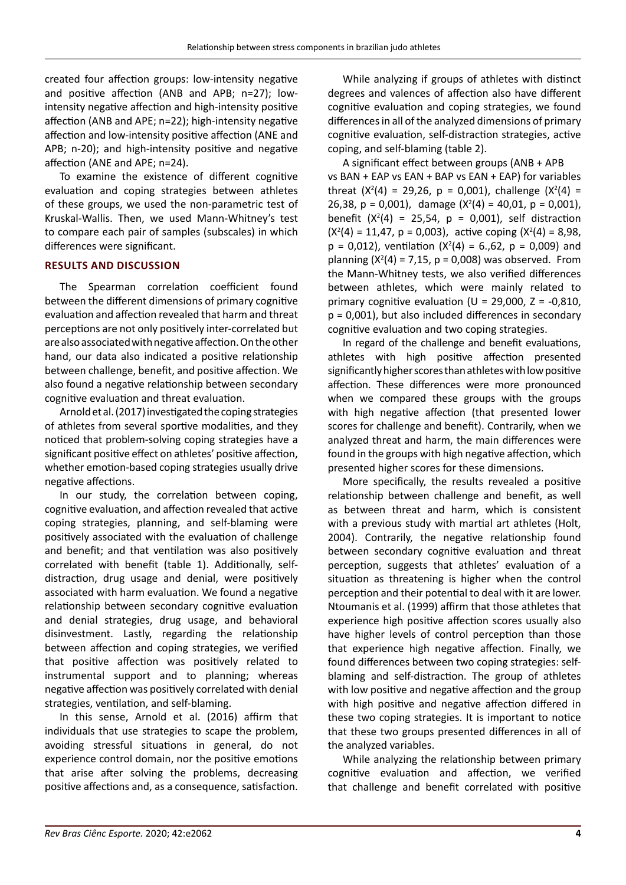created four affection groups: low-intensity negative and positive affection (ANB and APB; n=27); low-intensity negative affection and high-intensity positive affection (ANB and APE; n=22); high-intensity negative affection and low-intensity positive affection (ANE and APB; n-20); and high-intensity positive and negative affection (ANE and APE; n=24).

To examine the existence of different cognitive evaluation and coping strategies between athletes of these groups, we used the non-parametric test of Kruskal-Wallis. Then, we used Mann-Whitney's test to compare each pair of samples (subscales) in which differences were significant.

## RESULTS AND DISCUSSION

The Spearman correlation coefficient found between the different dimensions of primary cognitive evaluation and affection revealed that harm and threat perceptions are not only positively inter-correlated but are also associated with negative affection. On the other hand, our data also indicated a positive relationship between challenge, benefit, and positive affection. We also found a negative relationship between secondary cognitive evaluation and threat evaluation.

Arnold et al. (2017) investigated the coping strategies of athletes from several sportive modalities, and they noticed that problem-solving coping strategies have a significant positive effect on athletes' positive affection, whether emotion-based coping strategies usually drive negative affections.

In our study, the correlation between coping, cognitive evaluation, and affection revealed that active coping strategies, planning, and self-blaming were positively associated with the evaluation of challenge and benefit; and that ventilation was also positively correlated with benefit (table 1). Additionally, self-distraction, drug usage and denial, were positively associated with harm evaluation. We found a negative relationship between secondary cognitive evaluation and denial strategies, drug usage, and behavioral disinvestment. Lastly, regarding the relationship between affection and coping strategies, we verified that positive affection was positively related to instrumental support and to planning; whereas negative affection was positively correlated with denial strategies, ventilation, and self-blaming.

In this sense, Arnold et al. (2016) affirm that individuals that use strategies to scape the problem, avoiding stressful situations in general, do not experience control domain, nor the positive emotions that arise after solving the problems, decreasing positive affections and, as a consequence, satisfaction.

While analyzing if groups of athletes with distinct degrees and valences of affection also have different cognitive evaluation and coping strategies, we found differences in all of the analyzed dimensions of primary cognitive evaluation, self-distraction strategies, active coping, and self-blaming (table 2).

A significant effect between groups (ANB + APB vs BAN + EAP vs EAN + BAP vs EAN + EAP) for variables threat ($X^2(4)$ = 29,26, p = 0,001), challenge ($X^2(4)$ = 26,38, p = 0,001), damage ($X^2(4)$ = 40,01, p = 0,001), benefit ($X^2(4)$ = 25,54, p = 0,001), self distraction ($X^2(4)$ = 11,47, p = 0,003), active coping ($X^2(4)$ = 8,98, p = 0,012), ventilation ($X^2(4)$ = 6.,62, p = 0,009) and planning ($X^2(4)$ = 7,15, p = 0,008) was observed. From the Mann-Whitney tests, we also verified differences between athletes, which were mainly related to primary cognitive evaluation (U = 29,000, Z = -0,810, p = 0,001), but also included differences in secondary cognitive evaluation and two coping strategies.

In regard of the challenge and benefit evaluations, athletes with high positive affection presented significantly higher scores than athletes with low positive affection. These differences were more pronounced when we compared these groups with the groups with high negative affection (that presented lower scores for challenge and benefit). Contrarily, when we analyzed threat and harm, the main differences were found in the groups with high negative affection, which presented higher scores for these dimensions.

More specifically, the results revealed a positive relationship between challenge and benefit, as well as between threat and harm, which is consistent with a previous study with martial art athletes (Holt, 2004). Contrarily, the negative relationship found between secondary cognitive evaluation and threat perception, suggests that athletes' evaluation of a situation as threatening is higher when the control perception and their potential to deal with it are lower. Ntoumanis et al. (1999) affirm that those athletes that experience high positive affection scores usually also have higher levels of control perception than those that experience high negative affection. Finally, we found differences between two coping strategies: self-blaming and self-distraction. The group of athletes with low positive and negative affection and the group with high positive and negative affection differed in these two coping strategies. It is important to notice that these two groups presented differences in all of the analyzed variables.

While analyzing the relationship between primary cognitive evaluation and affection, we verified that challenge and benefit correlated with positive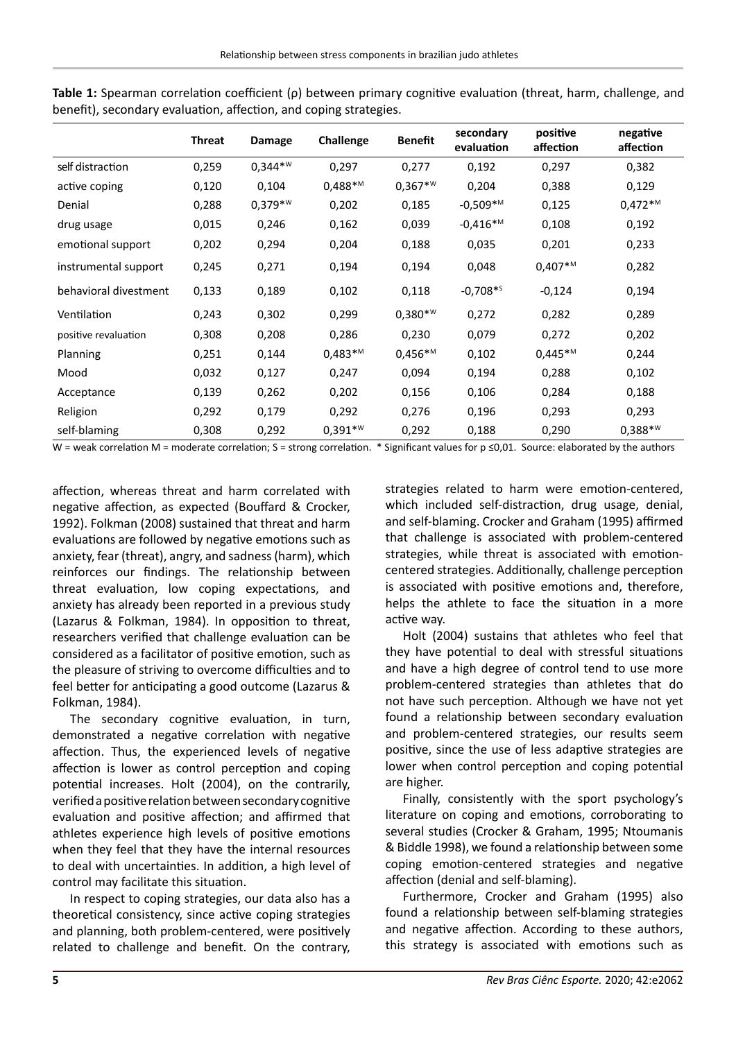**Table 1:** Spearman correlation coefficient (ρ) between primary cognitive evaluation (threat, harm, challenge, and benefit), secondary evaluation, affection, and coping strategies.

| | Threat | Damage | Challenge | Benefit | secondary evaluation | positive affection | negative affection |
|---|---|---|---|---|---|---|---|
| self distraction | 0,259 | 0,344*W | 0,297 | 0,277 | 0,192 | 0,297 | 0,382 |
| active coping | 0,120 | 0,104 | 0,488*M | 0,367*W | 0,204 | 0,388 | 0,129 |
| Denial | 0,288 | 0,379*W | 0,202 | 0,185 | -0,509*M | 0,125 | 0,472*M |
| drug usage | 0,015 | 0,246 | 0,162 | 0,039 | -0,416*M | 0,108 | 0,192 |
| emotional support | 0,202 | 0,294 | 0,204 | 0,188 | 0,035 | 0,201 | 0,233 |
| instrumental support | 0,245 | 0,271 | 0,194 | 0,194 | 0,048 | 0,407*M | 0,282 |
| behavioral divestment | 0,133 | 0,189 | 0,102 | 0,118 | -0,708*S | -0,124 | 0,194 |
| Ventilation | 0,243 | 0,302 | 0,299 | 0,380*W | 0,272 | 0,282 | 0,289 |
| positive reevaluation | 0,308 | 0,208 | 0,286 | 0,230 | 0,079 | 0,272 | 0,202 |
| Planning | 0,251 | 0,144 | 0,483*M | 0,456*M | 0,102 | 0,445*M | 0,244 |
| Mood | 0,032 | 0,127 | 0,247 | 0,094 | 0,194 | 0,288 | 0,102 |
| Acceptance | 0,139 | 0,262 | 0,202 | 0,156 | 0,106 | 0,284 | 0,188 |
| Religion | 0,292 | 0,179 | 0,292 | 0,276 | 0,196 | 0,293 | 0,293 |
| self-blaming | 0,308 | 0,292 | 0,391*W | 0,292 | 0,188 | 0,290 | 0,388*W |

W = weak correlation M = moderate correlation; S = strong correlation. * Significant values for p ≤0,01. Source: elaborated by the authors

affection, whereas threat and harm correlated with negative affection, as expected (Bouffard & Crocker, 1992). Folkman (2008) sustained that threat and harm evaluations are followed by negative emotions such as anxiety, fear (threat), angry, and sadness (harm), which reinforces our findings. The relationship between threat evaluation, low coping expectations, and anxiety has already been reported in a previous study (Lazarus & Folkman, 1984). In opposition to threat, researchers verified that challenge evaluation can be considered as a facilitator of positive emotion, such as the pleasure of striving to overcome difficulties and to feel better for anticipating a good outcome (Lazarus & Folkman, 1984).

The secondary cognitive evaluation, in turn, demonstrated a negative correlation with negative affection. Thus, the experienced levels of negative affection is lower as control perception and coping potential increases. Holt (2004), on the contrarily, verified a positive relation between secondary cognitive evaluation and positive affection; and affirmed that athletes experience high levels of positive emotions when they feel that they have the internal resources to deal with uncertainties. In addition, a high level of control may facilitate this situation.

In respect to coping strategies, our data also has a theoretical consistency, since active coping strategies and planning, both problem-centered, were positively related to challenge and benefit. On the contrary, strategies related to harm were emotion-centered, which included self-distraction, drug usage, denial, and self-blaming. Crocker and Graham (1995) affirmed that challenge is associated with problem-centered strategies, while threat is associated with emotion-centered strategies. Additionally, challenge perception is associated with positive emotions and, therefore, helps the athlete to face the situation in a more active way.

Holt (2004) sustains that athletes who feel that they have potential to deal with stressful situations and have a high degree of control tend to use more problem-centered strategies than athletes that do not have such perception. Although we have not yet found a relationship between secondary evaluation and problem-centered strategies, our results seem positive, since the use of less adaptive strategies are lower when control perception and coping potential are higher.

Finally, consistently with the sport psychology's literature on coping and emotions, corroborating to several studies (Crocker & Graham, 1995; Ntoumanis & Biddle 1998), we found a relationship between some coping emotion-centered strategies and negative affection (denial and self-blaming).

Furthermore, Crocker and Graham (1995) also found a relationship between self-blaming strategies and negative affection. According to these authors, this strategy is associated with emotions such as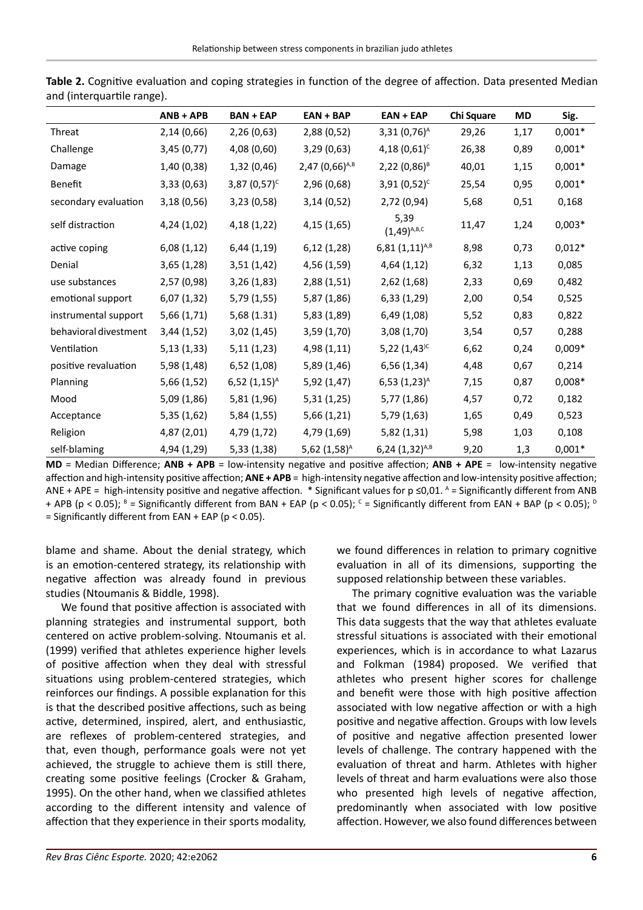**Table 2.** Cognitive evaluation and coping strategies in function of the degree of affection. Data presented Median and (interquartile range).

| | ANB + APB | BAN + EAP | EAN + BAP | EAN + EAP | Chi Square | MD | Sig. |
|---|---|---|---|---|---|---|---|
| Threat | 2,14 (0,66) | 2,26 (0,63) | 2,88 (0,52) | 3,31 (0,76)[A] | 29,26 | 1,17 | 0,001* |
| Challenge | 3,45 (0,77) | 4,08 (0,60) | 3,29 (0,63) | 4,18 (0,61)[C] | 26,38 | 0,89 | 0,001* |
| Damage | 1,40 (0,38) | 1,32 (0,46) | 2,47 (0,66)[A,B] | 2,22 (0,86)[B] | 40,01 | 1,15 | 0,001* |
| Benefit | 3,33 (0,63) | 3,87 (0,57)[C] | 2,96 (0,68) | 3,91 (0,52)[C] | 25,54 | 0,95 | 0,001* |
| secondary evaluation | 3,18 (0,56) | 3,23 (0,58) | 3,14 (0,52) | 2,72 (0,94) | 5,68 | 0,51 | 0,168 |
| self distraction | 4,24 (1,02) | 4,18 (1,22) | 4,15 (1,65) | 5,39 (1,49)[A,B,C] | 11,47 | 1,24 | 0,003* |
| active coping | 6,08 (1,12) | 6,44 (1,19) | 6,12 (1,28) | 6,81 (1,11)[A,B] | 8,98 | 0,73 | 0,012* |
| Denial | 3,65 (1,28) | 3,51 (1,42) | 4,56 (1,59) | 4,64 (1,12) | 6,32 | 1,13 | 0,085 |
| use substances | 2,57 (0,98) | 3,26 (1,83) | 2,88 (1,51) | 2,62 (1,68) | 2,33 | 0,69 | 0,482 |
| emotional support | 6,07 (1,32) | 5,79 (1,55) | 5,87 (1,86) | 6,33 (1,29) | 2,00 | 0,54 | 0,525 |
| instrumental support | 5,66 (1,71) | 5,68 (1.31) | 5,83 (1,89) | 6,49 (1,08) | 5,52 | 0,83 | 0,822 |
| behavioral divestment | 3,44 (1,52) | 3,02 (1,45) | 3,59 (1,70) | 3,08 (1,70) | 3,54 | 0,57 | 0,288 |
| Ventilation | 5,13 (1,33) | 5,11 (1,23) | 4,98 (1,11) | 5,22 (1,43)[C] | 6,62 | 0,24 | 0,009* |
| positive revaluation | 5,98 (1,48) | 6,52 (1,08) | 5,89 (1,46) | 6,56 (1,34) | 4,48 | 0,67 | 0,214 |
| Planning | 5,66 (1,52) | 6,52 (1,15)[A] | 5,92 (1,47) | 6,53 (1,23)[A] | 7,15 | 0,87 | 0,008* |
| Mood | 5,09 (1,86) | 5,81 (1,96) | 5,31 (1,25) | 5,77 (1,86) | 4,57 | 0,72 | 0,182 |
| Acceptance | 5,35 (1,62) | 5,84 (1,55) | 5,66 (1,21) | 5,79 (1,63) | 1,65 | 0,49 | 0,523 |
| Religion | 4,87 (2,01) | 4,79 (1,72) | 4,79 (1,69) | 5,82 (1,31) | 5,98 | 1,03 | 0,108 |
| self-blaming | 4,94 (1,29) | 5,33 (1,38) | 5,62 (1,58)[A] | 6,24 (1,32)[A,B] | 9,20 | 1,3 | 0,001* |

**MD** = Median Difference; **ANB + APB** = low-intensity negative and positive affection; **ANB + APE** = low-intensity negative affection and high-intensity positive affection; **ANE + APB** = high-intensity negative affection and low-intensity positive affection; ANE + APE = high-intensity positive and negative affection. * Significant values for p ≤0,01. [A] = Significantly different from ANB + APB (p < 0.05); [B] = Significantly different from BAN + EAP (p < 0.05); [C] = Significantly different from EAN + BAP (p < 0.05); [D] = Significantly different from EAN + EAP (p < 0.05).

blame and shame. About the denial strategy, which is an emotion-centered strategy, its relationship with negative affection was already found in previous studies (Ntoumanis & Biddle, 1998).

We found that positive affection is associated with planning strategies and instrumental support, both centered on active problem-solving. Ntoumanis et al. (1999) verified that athletes experience higher levels of positive affection when they deal with stressful situations using problem-centered strategies, which reinforces our findings. A possible explanation for this is that the described positive affections, such as being active, determined, inspired, alert, and enthusiastic, are reflexes of problem-centered strategies, and that, even though, performance goals were not yet achieved, the struggle to achieve them is still there, creating some positive feelings (Crocker & Graham, 1995). On the other hand, when we classified athletes according to the different intensity and valence of affection that they experience in their sports modality, we found differences in relation to primary cognitive evaluation in all of its dimensions, supporting the supposed relationship between these variables.

The primary cognitive evaluation was the variable that we found differences in all of its dimensions. This data suggests that the way that athletes evaluate stressful situations is associated with their emotional experiences, which is in accordance to what Lazarus and Folkman (1984) proposed. We verified that athletes who present higher scores for challenge and benefit were those with high positive affection associated with low negative affection or with a high positive and negative affection. Groups with low levels of positive and negative affection presented lower levels of challenge. The contrary happened with the evaluation of threat and harm. Athletes with higher levels of threat and harm evaluations were also those who presented high levels of negative affection, predominantly when associated with low positive affection. However, we also found differences between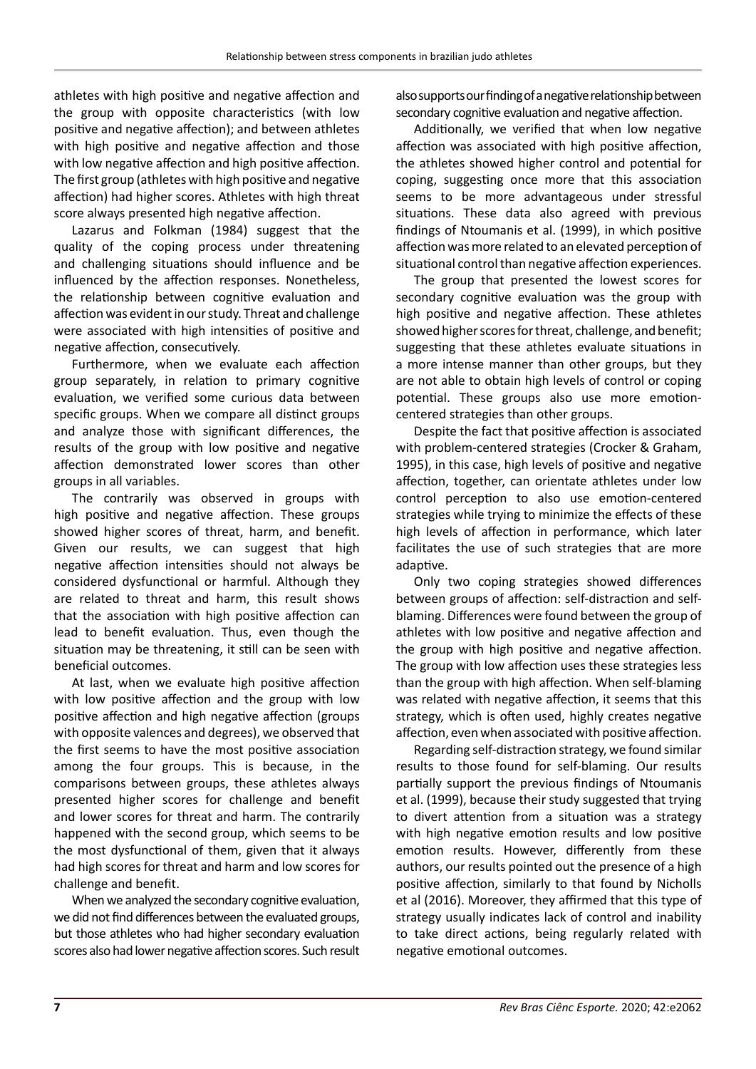athletes with high positive and negative affection and the group with opposite characteristics (with low positive and negative affection); and between athletes with high positive and negative affection and those with low negative affection and high positive affection. The first group (athletes with high positive and negative affection) had higher scores. Athletes with high threat score always presented high negative affection.

Lazarus and Folkman (1984) suggest that the quality of the coping process under threatening and challenging situations should influence and be influenced by the affection responses. Nonetheless, the relationship between cognitive evaluation and affection was evident in our study. Threat and challenge were associated with high intensities of positive and negative affection, consecutively.

Furthermore, when we evaluate each affection group separately, in relation to primary cognitive evaluation, we verified some curious data between specific groups. When we compare all distinct groups and analyze those with significant differences, the results of the group with low positive and negative affection demonstrated lower scores than other groups in all variables.

The contrarily was observed in groups with high positive and negative affection. These groups showed higher scores of threat, harm, and benefit. Given our results, we can suggest that high negative affection intensities should not always be considered dysfunctional or harmful. Although they are related to threat and harm, this result shows that the association with high positive affection can lead to benefit evaluation. Thus, even though the situation may be threatening, it still can be seen with beneficial outcomes.

At last, when we evaluate high positive affection with low positive affection and the group with low positive affection and high negative affection (groups with opposite valences and degrees), we observed that the first seems to have the most positive association among the four groups. This is because, in the comparisons between groups, these athletes always presented higher scores for challenge and benefit and lower scores for threat and harm. The contrarily happened with the second group, which seems to be the most dysfunctional of them, given that it always had high scores for threat and harm and low scores for challenge and benefit.

When we analyzed the secondary cognitive evaluation, we did not find differences between the evaluated groups, but those athletes who had higher secondary evaluation scores also had lower negative affection scores. Such result also supports our finding of a negative relationship between secondary cognitive evaluation and negative affection.

Additionally, we verified that when low negative affection was associated with high positive affection, the athletes showed higher control and potential for coping, suggesting once more that this association seems to be more advantageous under stressful situations. These data also agreed with previous findings of Ntoumanis et al. (1999), in which positive affection was more related to an elevated perception of situational control than negative affection experiences.

The group that presented the lowest scores for secondary cognitive evaluation was the group with high positive and negative affection. These athletes showed higher scores for threat, challenge, and benefit; suggesting that these athletes evaluate situations in a more intense manner than other groups, but they are not able to obtain high levels of control or coping potential. These groups also use more emotion-centered strategies than other groups.

Despite the fact that positive affection is associated with problem-centered strategies (Crocker & Graham, 1995), in this case, high levels of positive and negative affection, together, can orientate athletes under low control perception to also use emotion-centered strategies while trying to minimize the effects of these high levels of affection in performance, which later facilitates the use of such strategies that are more adaptive.

Only two coping strategies showed differences between groups of affection: self-distraction and self-blaming. Differences were found between the group of athletes with low positive and negative affection and the group with high positive and negative affection. The group with low affection uses these strategies less than the group with high affection. When self-blaming was related with negative affection, it seems that this strategy, which is often used, highly creates negative affection, even when associated with positive affection.

Regarding self-distraction strategy, we found similar results to those found for self-blaming. Our results partially support the previous findings of Ntoumanis et al. (1999), because their study suggested that trying to divert attention from a situation was a strategy with high negative emotion results and low positive emotion results. However, differently from these authors, our results pointed out the presence of a high positive affection, similarly to that found by Nicholls et al (2016). Moreover, they affirmed that this type of strategy usually indicates lack of control and inability to take direct actions, being regularly related with negative emotional outcomes.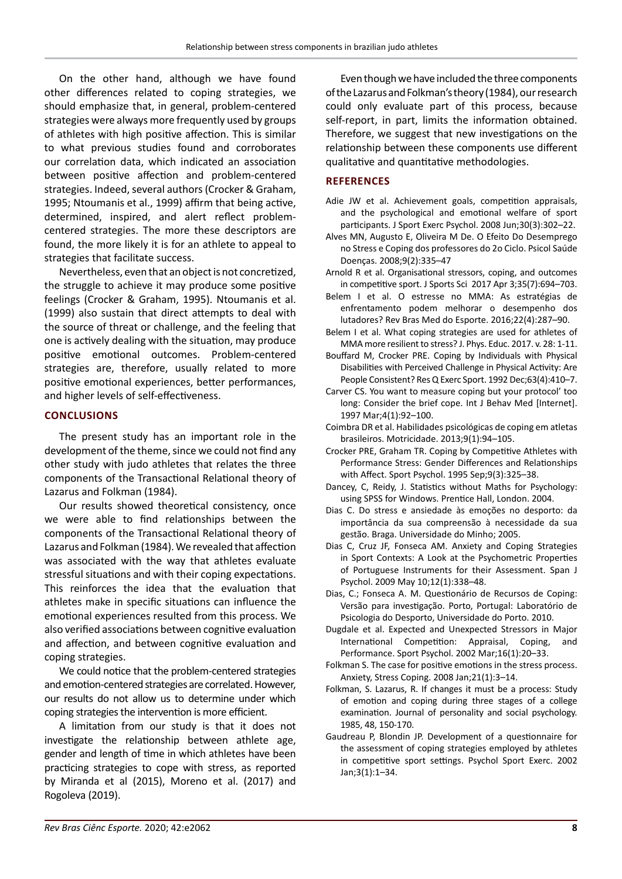On the other hand, although we have found other differences related to coping strategies, we should emphasize that, in general, problem-centered strategies were always more frequently used by groups of athletes with high positive affection. This is similar to what previous studies found and corroborates our correlation data, which indicated an association between positive affection and problem-centered strategies. Indeed, several authors (Crocker & Graham, 1995; Ntoumanis et al., 1999) affirm that being active, determined, inspired, and alert reflect problem-centered strategies. The more these descriptors are found, the more likely it is for an athlete to appeal to strategies that facilitate success.

Nevertheless, even that an object is not concretized, the struggle to achieve it may produce some positive feelings (Crocker & Graham, 1995). Ntoumanis et al. (1999) also sustain that direct attempts to deal with the source of threat or challenge, and the feeling that one is actively dealing with the situation, may produce positive emotional outcomes. Problem-centered strategies are, therefore, usually related to more positive emotional experiences, better performances, and higher levels of self-effectiveness.

## CONCLUSIONS

The present study has an important role in the development of the theme, since we could not find any other study with judo athletes that relates the three components of the Transactional Relational theory of Lazarus and Folkman (1984).

Our results showed theoretical consistency, once we were able to find relationships between the components of the Transactional Relational theory of Lazarus and Folkman (1984). We revealed that affection was associated with the way that athletes evaluate stressful situations and with their coping expectations. This reinforces the idea that the evaluation that athletes make in specific situations can influence the emotional experiences resulted from this process. We also verified associations between cognitive evaluation and affection, and between cognitive evaluation and coping strategies.

We could notice that the problem-centered strategies and emotion-centered strategies are correlated. However, our results do not allow us to determine under which coping strategies the intervention is more efficient.

A limitation from our study is that it does not investigate the relationship between athlete age, gender and length of time in which athletes have been practicing strategies to cope with stress, as reported by Miranda et al (2015), Moreno et al. (2017) and Rogoleva (2019).

Even though we have included the three components of the Lazarus and Folkman's theory (1984), our research could only evaluate part of this process, because self-report, in part, limits the information obtained. Therefore, we suggest that new investigations on the relationship between these components use different qualitative and quantitative methodologies.

## REFERENCES

Adie JW et al. Achievement goals, competition appraisals, and the psychological and emotional welfare of sport participants. J Sport Exerc Psychol. 2008 Jun;30(3):302–22.

Alves MN, Augusto E, Oliveira M De. O Efeito Do Desemprego no Stress e Coping dos professores do 2o Ciclo. Psicol Saúde Doenças. 2008;9(2):335–47

Arnold R et al. Organisational stressors, coping, and outcomes in competitive sport. J Sports Sci 2017 Apr 3;35(7):694–703.

Belem I et al. O estresse no MMA: As estratégias de enfrentamento podem melhorar o desempenho dos lutadores? Rev Bras Med do Esporte. 2016;22(4):287–90.

Belem I et al. What coping strategies are used for athletes of MMA more resilient to stress? J. Phys. Educ. 2017. v. 28: 1-11.

Bouffard M, Crocker PRE. Coping by Individuals with Physical Disabilities with Perceived Challenge in Physical Activity: Are People Consistent? Res Q Exerc Sport. 1992 Dec;63(4):410–7.

Carver CS. You want to measure coping but your protocol' too long: Consider the brief cope. Int J Behav Med [Internet]. 1997 Mar;4(1):92–100.

Coimbra DR et al. Habilidades psicológicas de coping em atletas brasileiros. Motricidade. 2013;9(1):94–105.

Crocker PRE, Graham TR. Coping by Competitive Athletes with Performance Stress: Gender Differences and Relationships with Affect. Sport Psychol. 1995 Sep;9(3):325–38.

Dancey, C, Reidy, J. Statistics without Maths for Psychology: using SPSS for Windows. Prentice Hall, London. 2004.

Dias C. Do stress e ansiedade às emoções no desporto: da importância da sua compreensão à necessidade da sua gestão. Braga. Universidade do Minho; 2005.

Dias C, Cruz JF, Fonseca AM. Anxiety and Coping Strategies in Sport Contexts: A Look at the Psychometric Properties of Portuguese Instruments for their Assessment. Span J Psychol. 2009 May 10;12(1):338–48.

Dias, C.; Fonseca A. M. Questionário de Recursos de Coping: Versão para investigação. Porto, Portugal: Laboratório de Psicologia do Desporto, Universidade do Porto. 2010.

Dugdale et al. Expected and Unexpected Stressors in Major International Competition: Appraisal, Coping, and Performance. Sport Psychol. 2002 Mar;16(1):20–33.

Folkman S. The case for positive emotions in the stress process. Anxiety, Stress Coping. 2008 Jan;21(1):3–14.

Folkman, S. Lazarus, R. If changes it must be a process: Study of emotion and coping during three stages of a college examination. Journal of personality and social psychology. 1985, 48, 150-170.

Gaudreau P, Blondin JP. Development of a questionnaire for the assessment of coping strategies employed by athletes in competitive sport settings. Psychol Sport Exerc. 2002 Jan;3(1):1–34.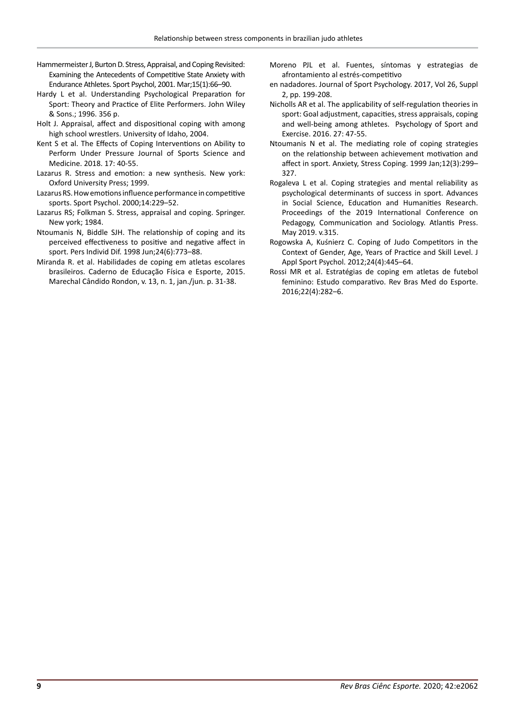Hammermeister J, Burton D. Stress, Appraisal, and Coping Revisited: Examining the Antecedents of Competitive State Anxiety with Endurance Athletes. Sport Psychol, 2001. Mar;15(1):66–90.

Hardy L et al. Understanding Psychological Preparation for Sport: Theory and Practice of Elite Performers. John Wiley & Sons.; 1996. 356 p.

Holt J. Appraisal, affect and dispositional coping with among high school wrestlers. University of Idaho, 2004.

Kent S et al. The Effects of Coping Interventions on Ability to Perform Under Pressure Journal of Sports Science and Medicine. 2018. 17: 40-55.

Lazarus R. Stress and emotion: a new synthesis. New york: Oxford University Press; 1999.

Lazarus RS. How emotions influence performance in competitive sports. Sport Psychol. 2000;14:229–52.

Lazarus RS; Folkman S. Stress, appraisal and coping. Springer. New york; 1984.

Ntoumanis N, Biddle SJH. The relationship of coping and its perceived effectiveness to positive and negative affect in sport. Pers Individ Dif. 1998 Jun;24(6):773–88.

Miranda R. et al. Habilidades de coping em atletas escolares brasileiros. Caderno de Educação Física e Esporte, 2015. Marechal Cândido Rondon, v. 13, n. 1, jan./jun. p. 31-38.

Moreno PJL et al. Fuentes, síntomas y estrategias de afrontamiento al estrés-competitivo

en nadadores. Journal of Sport Psychology. 2017, Vol 26, Suppl 2, pp. 199-208.

Nicholls AR et al. The applicability of self-regulation theories in sport: Goal adjustment, capacities, stress appraisals, coping and well-being among athletes. Psychology of Sport and Exercise. 2016. 27: 47-55.

Ntoumanis N et al. The mediating role of coping strategies on the relationship between achievement motivation and affect in sport. Anxiety, Stress Coping. 1999 Jan;12(3):299–327.

Rogaleva L et al. Coping strategies and mental reliability as psychological determinants of success in sport. Advances in Social Science, Education and Humanities Research. Proceedings of the 2019 International Conference on Pedagogy, Communication and Sociology. Atlantis Press. May 2019. v.315.

Rogowska A, Kuśnierz C. Coping of Judo Competitors in the Context of Gender, Age, Years of Practice and Skill Level. J Appl Sport Psychol. 2012;24(4):445–64.

Rossi MR et al. Estratégias de coping em atletas de futebol feminino: Estudo comparativo. Rev Bras Med do Esporte. 2016;22(4):282–6.